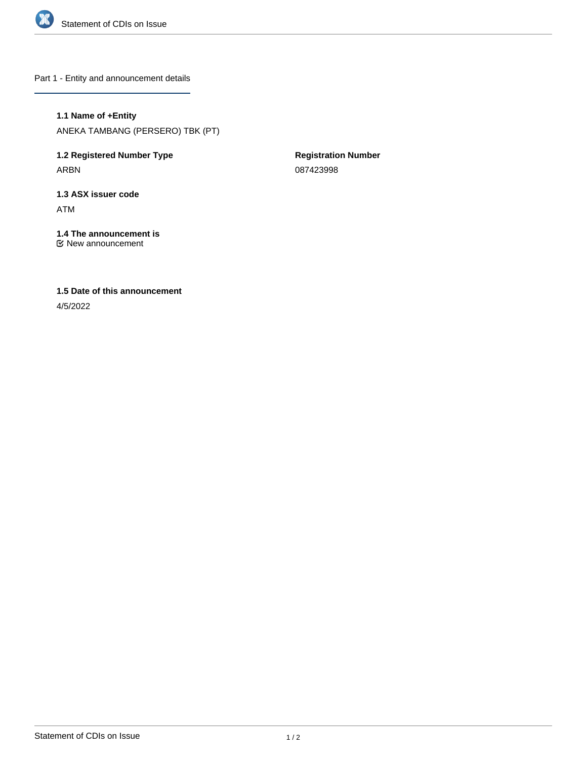# Statement of CDIs on Issue

## Part 1 - Entity and announcement details

**1.1 Name of +Entity**

ANEKA TAMBANG (PERSERO) TBK (PT)

**1.2 Registered Number Type**

ARBN

**Registration Number**

087423998

**1.3 ASX issuer code**

ATM

**1.4 The announcement is**

☑ New announcement

**1.5 Date of this announcement**

4/5/2022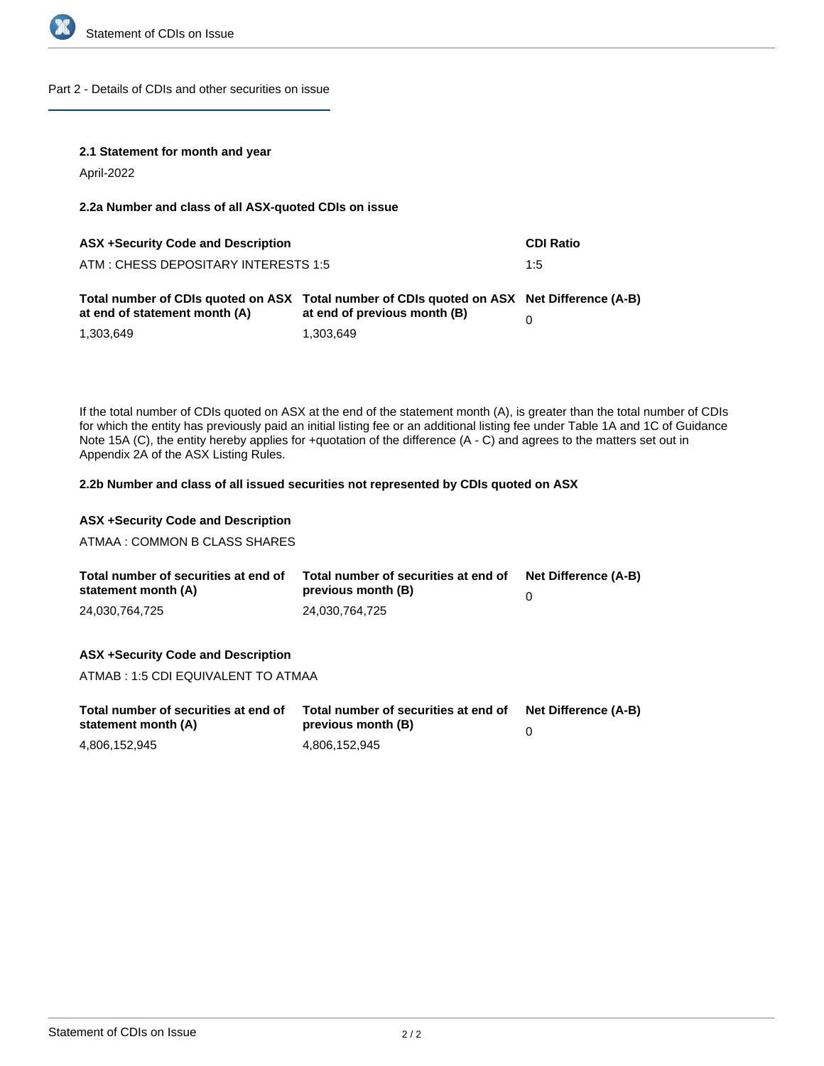## Part 2 - Details of CDIs and other securities on issue

### 2.1 Statement for month and year

April-2022

### 2.2a Number and class of all ASX-quoted CDIs on issue

| ASX +Security Code and Description | CDI Ratio |
|---|---|
| ATM : CHESS DEPOSITARY INTERESTS 1:5 | 1:5 |

| Total number of CDIs quoted on ASX at end of statement month (A) | Total number of CDIs quoted on ASX at end of previous month (B) | Net Difference (A-B) |
|---|---|---|
| 1,303,649 | 1,303,649 | 0 |

If the total number of CDIs quoted on ASX at the end of the statement month (A), is greater than the total number of CDIs for which the entity has previously paid an initial listing fee or an additional listing fee under Table 1A and 1C of Guidance Note 15A (C), the entity hereby applies for +quotation of the difference (A - C) and agrees to the matters set out in Appendix 2A of the ASX Listing Rules.

### 2.2b Number and class of all issued securities not represented by CDIs quoted on ASX

**ASX +Security Code and Description**

ATMAA : COMMON B CLASS SHARES

| Total number of securities at end of statement month (A) | Total number of securities at end of previous month (B) | Net Difference (A-B) |
|---|---|---|
| 24,030,764,725 | 24,030,764,725 | 0 |

**ASX +Security Code and Description**

ATMAB : 1:5 CDI EQUIVALENT TO ATMAA

| Total number of securities at end of statement month (A) | Total number of securities at end of previous month (B) | Net Difference (A-B) |
|---|---|---|
| 4,806,152,945 | 4,806,152,945 | 0 |